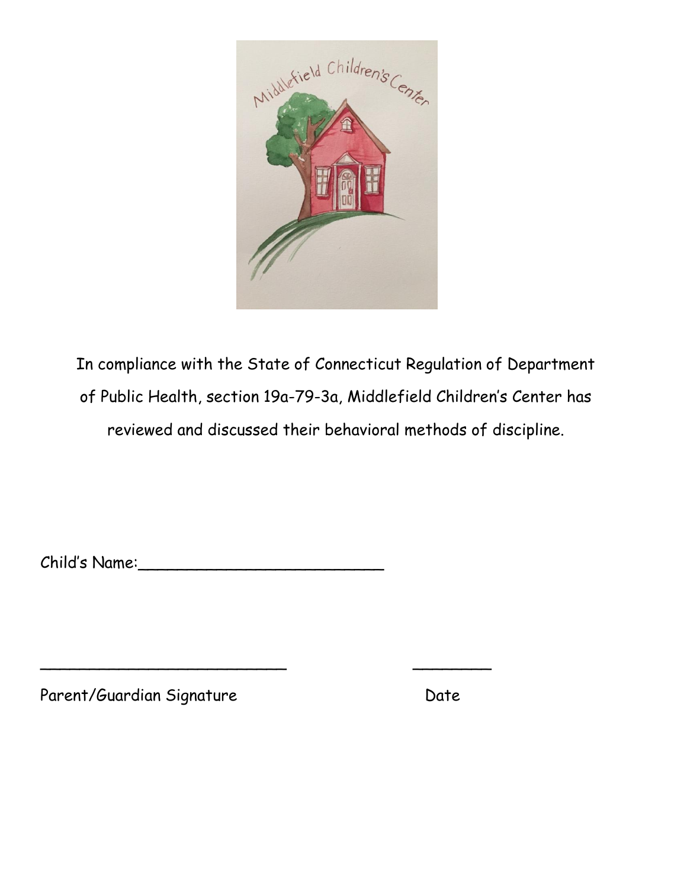In compliance with the State of Connecticut Regulation of Department of Public Health, section 19a-79-3a, Middlefield Children's Center has reviewed and discussed their behavioral methods of discipline.

Child's Name:__________________________

__________________________ ________

Parent/Guardian Signature Date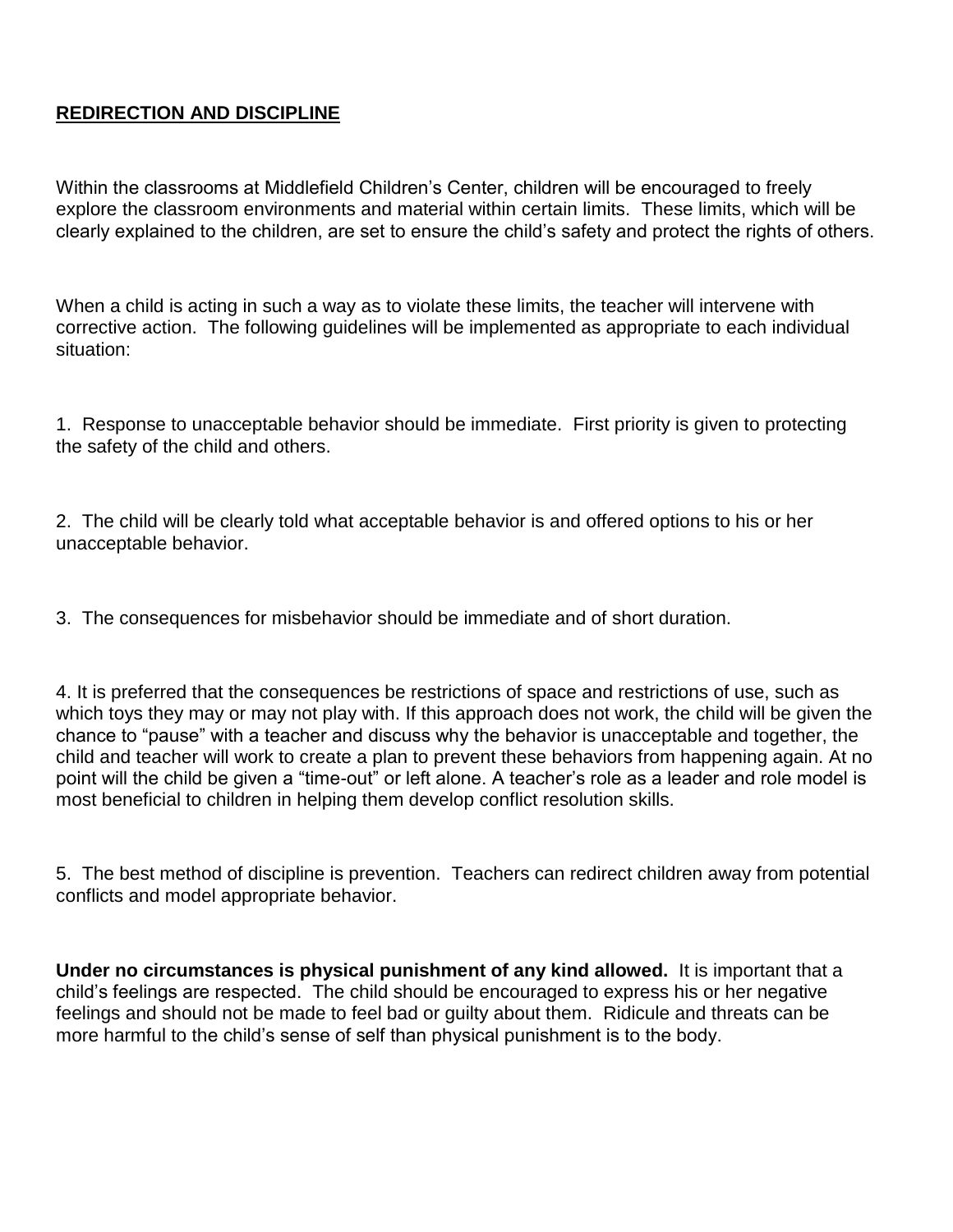## REDIRECTION AND DISCIPLINE

Within the classrooms at Middlefield Children's Center, children will be encouraged to freely explore the classroom environments and material within certain limits. These limits, which will be clearly explained to the children, are set to ensure the child's safety and protect the rights of others.

When a child is acting in such a way as to violate these limits, the teacher will intervene with corrective action. The following guidelines will be implemented as appropriate to each individual situation:

1. Response to unacceptable behavior should be immediate. First priority is given to protecting the safety of the child and others.

2. The child will be clearly told what acceptable behavior is and offered options to his or her unacceptable behavior.

3. The consequences for misbehavior should be immediate and of short duration.

4. It is preferred that the consequences be restrictions of space and restrictions of use, such as which toys they may or may not play with. If this approach does not work, the child will be given the chance to "pause" with a teacher and discuss why the behavior is unacceptable and together, the child and teacher will work to create a plan to prevent these behaviors from happening again. At no point will the child be given a "time-out" or left alone. A teacher's role as a leader and role model is most beneficial to children in helping them develop conflict resolution skills.

5. The best method of discipline is prevention. Teachers can redirect children away from potential conflicts and model appropriate behavior.

**Under no circumstances is physical punishment of any kind allowed.** It is important that a child's feelings are respected. The child should be encouraged to express his or her negative feelings and should not be made to feel bad or guilty about them. Ridicule and threats can be more harmful to the child's sense of self than physical punishment is to the body.